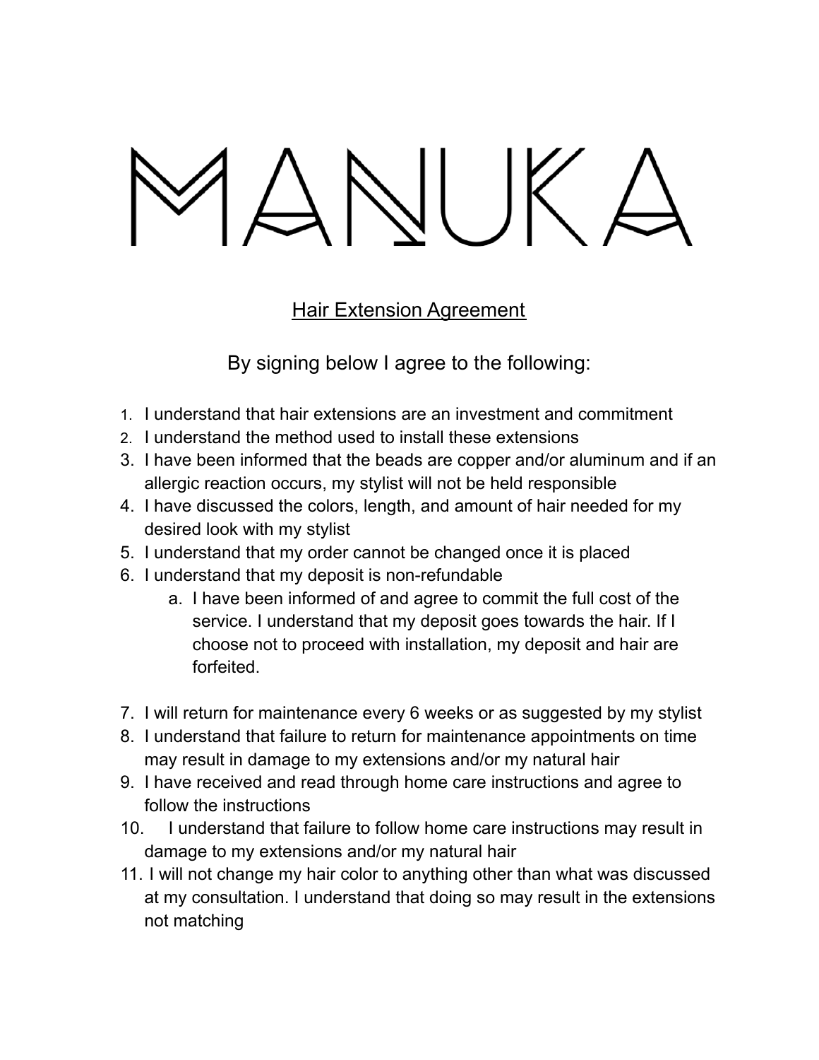# MANUKA

## Hair Extension Agreement

By signing below I agree to the following:

1. I understand that hair extensions are an investment and commitment
2. I understand the method used to install these extensions
3. I have been informed that the beads are copper and/or aluminum and if an allergic reaction occurs, my stylist will not be held responsible
4. I have discussed the colors, length, and amount of hair needed for my desired look with my stylist
5. I understand that my order cannot be changed once it is placed
6. I understand that my deposit is non-refundable
   a. I have been informed of and agree to commit the full cost of the service. I understand that my deposit goes towards the hair. If I choose not to proceed with installation, my deposit and hair are forfeited.

7. I will return for maintenance every 6 weeks or as suggested by my stylist
8. I understand that failure to return for maintenance appointments on time may result in damage to my extensions and/or my natural hair
9. I have received and read through home care instructions and agree to follow the instructions
10. I understand that failure to follow home care instructions may result in damage to my extensions and/or my natural hair
11. I will not change my hair color to anything other than what was discussed at my consultation. I understand that doing so may result in the extensions not matching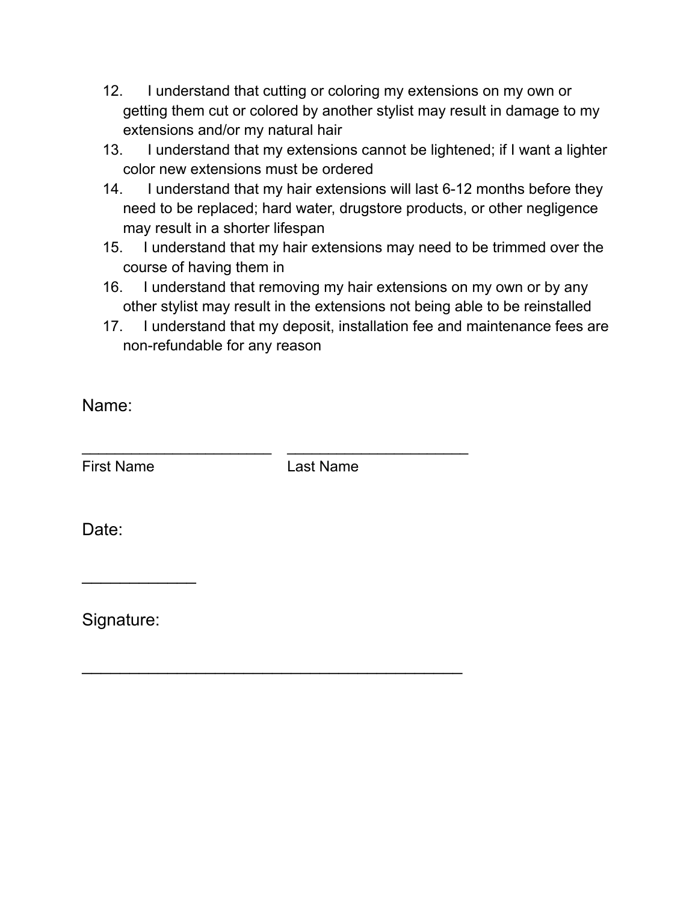12. I understand that cutting or coloring my extensions on my own or getting them cut or colored by another stylist may result in damage to my extensions and/or my natural hair
13. I understand that my extensions cannot be lightened; if I want a lighter color new extensions must be ordered
14. I understand that my hair extensions will last 6-12 months before they need to be replaced; hard water, drugstore products, or other negligence may result in a shorter lifespan
15. I understand that my hair extensions may need to be trimmed over the course of having them in
16. I understand that removing my hair extensions on my own or by any other stylist may result in the extensions not being able to be reinstalled
17. I understand that my deposit, installation fee and maintenance fees are non-refundable for any reason

Name:

_______________________ _______________________

First Name Last Name

Date:

_____________

Signature:

____________________________________________